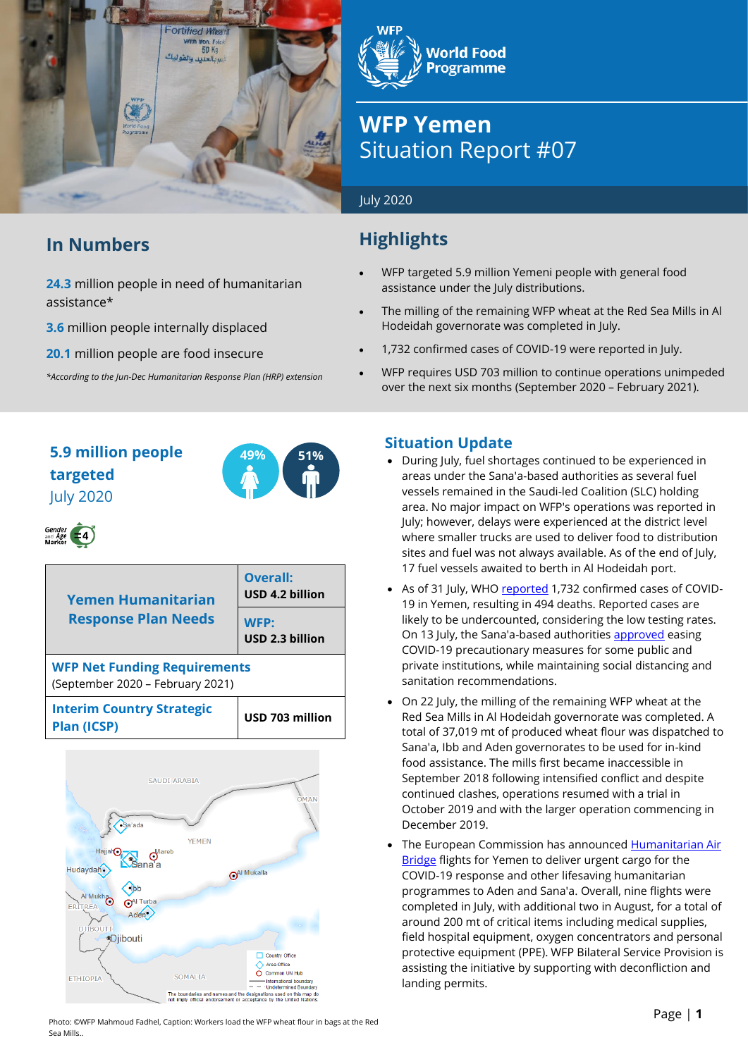# WFP Yemen
## Situation Report #07

July 2020

## In Numbers

**24.3** million people in need of humanitarian assistance*

**3.6** million people internally displaced

**20.1** million people are food insecure

*According to the Jun-Dec Humanitarian Response Plan (HRP) extension*

## Highlights

- WFP targeted 5.9 million Yemeni people with general food assistance under the July distributions.
- The milling of the remaining WFP wheat at the Red Sea Mills in Al Hodeidah governorate was completed in July.
- 1,732 confirmed cases of COVID-19 were reported in July.
- WFP requires USD 703 million to continue operations unimpeded over the next six months (September 2020 – February 2021).

**5.9 million people targeted**
July 2020

49% | 51%

| Yemen Humanitarian Response Plan Needs | Overall: USD 4.2 billion |
|---|---|
| | WFP: USD 2.3 billion |
| **WFP Net Funding Requirements** (September 2020 – February 2021) | |
| Interim Country Strategic Plan (ICSP) | USD 703 million |

## Situation Update

- During July, fuel shortages continued to be experienced in areas under the Sana'a-based authorities as several fuel vessels remained in the Saudi-led Coalition (SLC) holding area. No major impact on WFP's operations was reported in July; however, delays were experienced at the district level where small trucks are used to deliver food to distribution sites and fuel was not always available. As of the end of July, 17 fuel vessels awaited to berth in Al Hodeidah port.
- As of 31 July, WHO reported 1,732 confirmed cases of COVID-19 in Yemen, resulting in 494 deaths. Reported cases are likely to be undercounted, considering the low testing rates. On 13 July, the Sana'a-based authorities approved easing COVID-19 precautionary measures for some public and private institutions, while maintaining social distancing and sanitation recommendations.
- On 22 July, the milling of the remaining WFP wheat at the Red Sea Mills in Al Hodeidah governorate was completed. A total of 37,019 mt of produced wheat flour was dispatched to Sana'a, Ibb and Aden governorates to be used for in-kind food assistance. The mills first became inaccessible in September 2018 following intensified conflict and despite continued clashes, operations resumed with a trial in October 2019 and with the larger operation commencing in December 2019.
- The European Commission has announced Humanitarian Air Bridge flights for Yemen to deliver urgent cargo for the COVID-19 response and other lifesaving humanitarian programmes to Aden and Sana'a. Overall, nine flights were completed in July, with additional two in August, for a total of around 200 mt of critical items including medical supplies, field hospital equipment, oxygen concentrators and personal protective equipment (PPE). WFP Bilateral Service Provision is assisting the initiative by supporting with deconfliction and landing permits.

Photo: ©WFP Mahmoud Fadhel, Caption: Workers load the WFP wheat flour in bags at the Red Sea Mills..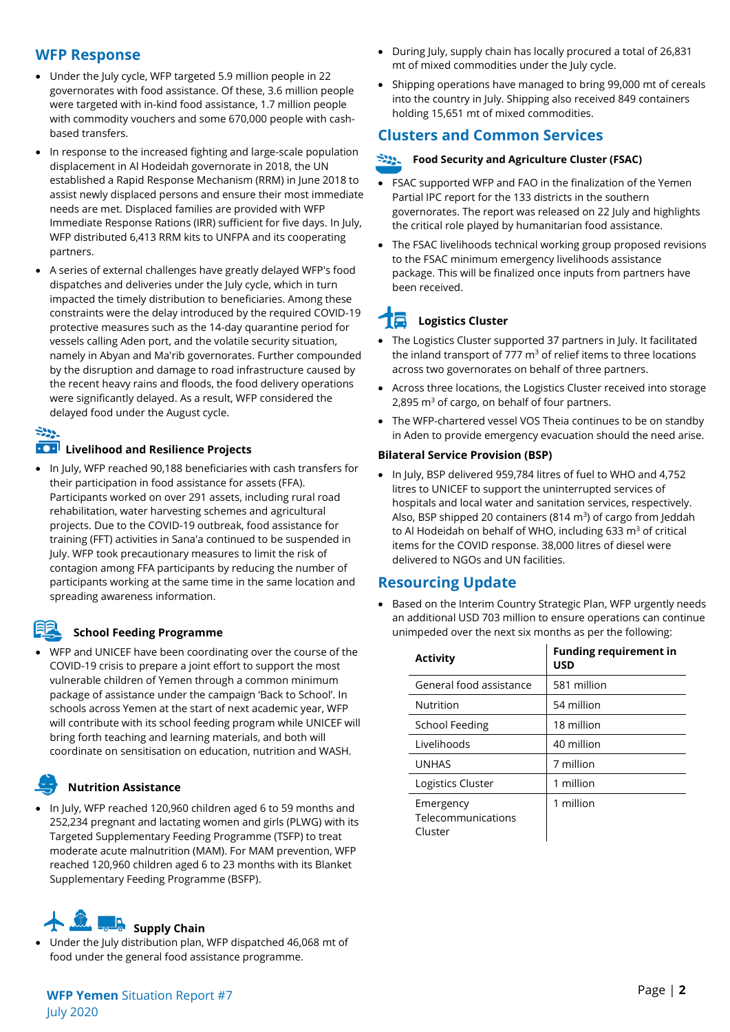## WFP Response

- Under the July cycle, WFP targeted 5.9 million people in 22 governorates with food assistance. Of these, 3.6 million people were targeted with in-kind food assistance, 1.7 million people with commodity vouchers and some 670,000 people with cash-based transfers.
- In response to the increased fighting and large-scale population displacement in Al Hodeidah governorate in 2018, the UN established a Rapid Response Mechanism (RRM) in June 2018 to assist newly displaced persons and ensure their most immediate needs are met. Displaced families are provided with WFP Immediate Response Rations (IRR) sufficient for five days. In July, WFP distributed 6,413 RRM kits to UNFPA and its cooperating partners.
- A series of external challenges have greatly delayed WFP's food dispatches and deliveries under the July cycle, which in turn impacted the timely distribution to beneficiaries. Among these constraints were the delay introduced by the required COVID-19 protective measures such as the 14-day quarantine period for vessels calling Aden port, and the volatile security situation, namely in Abyan and Ma'rib governorates. Further compounded by the disruption and damage to road infrastructure caused by the recent heavy rains and floods, the food delivery operations were significantly delayed. As a result, WFP considered the delayed food under the August cycle.

### Livelihood and Resilience Projects

- In July, WFP reached 90,188 beneficiaries with cash transfers for their participation in food assistance for assets (FFA). Participants worked on over 291 assets, including rural road rehabilitation, water harvesting schemes and agricultural projects. Due to the COVID-19 outbreak, food assistance for training (FFT) activities in Sana'a continued to be suspended in July. WFP took precautionary measures to limit the risk of contagion among FFA participants by reducing the number of participants working at the same time in the same location and spreading awareness information.

### School Feeding Programme

- WFP and UNICEF have been coordinating over the course of the COVID-19 crisis to prepare a joint effort to support the most vulnerable children of Yemen through a common minimum package of assistance under the campaign 'Back to School'. In schools across Yemen at the start of next academic year, WFP will contribute with its school feeding program while UNICEF will bring forth teaching and learning materials, and both will coordinate on sensitisation on education, nutrition and WASH.

### Nutrition Assistance

- In July, WFP reached 120,960 children aged 6 to 59 months and 252,234 pregnant and lactating women and girls (PLWG) with its Targeted Supplementary Feeding Programme (TSFP) to treat moderate acute malnutrition (MAM). For MAM prevention, WFP reached 120,960 children aged 6 to 23 months with its Blanket Supplementary Feeding Programme (BSFP).

### Supply Chain

- Under the July distribution plan, WFP dispatched 46,068 mt of food under the general food assistance programme.
- During July, supply chain has locally procured a total of 26,831 mt of mixed commodities under the July cycle.
- Shipping operations have managed to bring 99,000 mt of cereals into the country in July. Shipping also received 849 containers holding 15,651 mt of mixed commodities.

## Clusters and Common Services

### Food Security and Agriculture Cluster (FSAC)

- FSAC supported WFP and FAO in the finalization of the Yemen Partial IPC report for the 133 districts in the southern governorates. The report was released on 22 July and highlights the critical role played by humanitarian food assistance.
- The FSAC livelihoods technical working group proposed revisions to the FSAC minimum emergency livelihoods assistance package. This will be finalized once inputs from partners have been received.

### Logistics Cluster

- The Logistics Cluster supported 37 partners in July. It facilitated the inland transport of 777 $m^3$ of relief items to three locations across two governorates on behalf of three partners.
- Across three locations, the Logistics Cluster received into storage 2,895 $m^3$ of cargo, on behalf of four partners.
- The WFP-chartered vessel VOS Theia continues to be on standby in Aden to provide emergency evacuation should the need arise.

### Bilateral Service Provision (BSP)

- In July, BSP delivered 959,784 litres of fuel to WHO and 4,752 litres to UNICEF to support the uninterrupted services of hospitals and local water and sanitation services, respectively. Also, BSP shipped 20 containers (814 $m^3$) of cargo from Jeddah to Al Hodeidah on behalf of WHO, including 633 $m^3$ of critical items for the COVID response. 38,000 litres of diesel were delivered to NGOs and UN facilities.

## Resourcing Update

- Based on the Interim Country Strategic Plan, WFP urgently needs an additional USD 703 million to ensure operations can continue unimpeded over the next six months as per the following:

| Activity | Funding requirement in USD |
|---|---|
| General food assistance | 581 million |
| Nutrition | 54 million |
| School Feeding | 18 million |
| Livelihoods | 40 million |
| UNHAS | 7 million |
| Logistics Cluster | 1 million |
| Emergency Telecommunications Cluster | 1 million |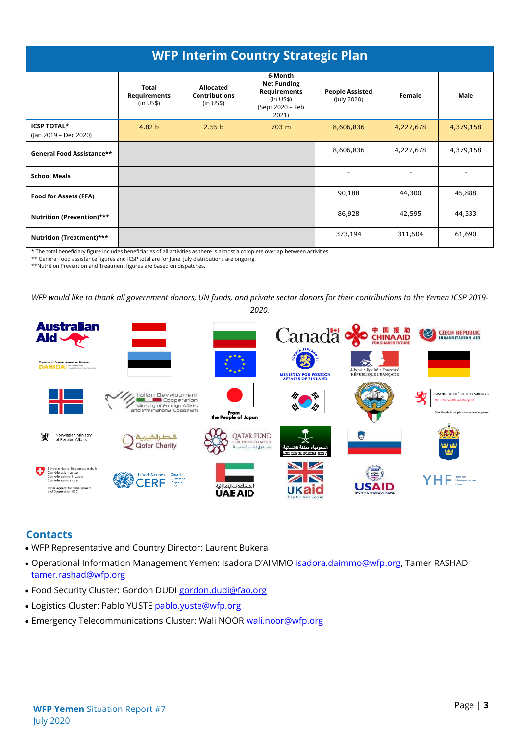## WFP Interim Country Strategic Plan

| | Total Requirements (in US$) | Allocated Contributions (in US$) | 6-Month Net Funding Requirements (in US$) (Sept 2020 – Feb 2021) | People Assisted (July 2020) | Female | Male |
|---|---|---|---|---|---|---|
| **ICSP TOTAL*** (Jan 2019 – Dec 2020) | 4.82 b | 2.55 b | 703 m | 8,606,836 | 4,227,678 | 4,379,158 |
| **General Food Assistance**** | | | | 8,606,836 | 4,227,678 | 4,379,158 |
| **School Meals** | | | | - | - | - |
| **Food for Assets (FFA)** | | | | 90,188 | 44,300 | 45,888 |
| **Nutrition (Prevention)***** | | | | 86,928 | 42,595 | 44,333 |
| **Nutrition (Treatment)***** | | | | 373,194 | 311,504 | 61,690 |

* The total beneficiary figure includes beneficiaries of all activities as there is almost a complete overlap between activities.
** General food assistance figures and ICSP total are for June. July distributions are ongoing.
**Nutrition Prevention and Treatment figures are based on dispatches.

*WFP would like to thank all government donors, UN funds, and private sector donors for their contributions to the Yemen ICSP 2019-2020.*

## Contacts

- WFP Representative and Country Director: Laurent Bukera
- Operational Information Management Yemen: Isadora D'AIMMO isadora.daimmo@wfp.org, Tamer RASHAD tamer.rashad@wfp.org
- Food Security Cluster: Gordon DUDI gordon.dudi@fao.org
- Logistics Cluster: Pablo YUSTE pablo.yuste@wfp.org
- Emergency Telecommunications Cluster: Wali NOOR wali.noor@wfp.org